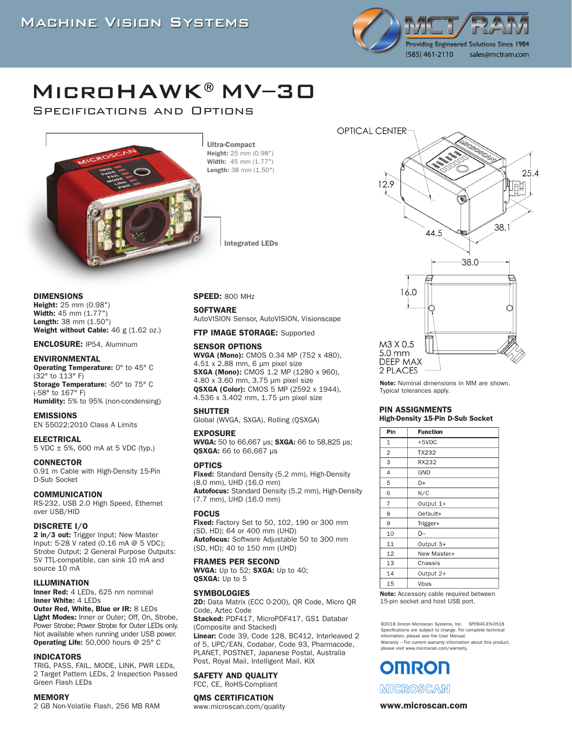MACHINE VISION SYSTEMS

MCT/RAM — Providing Engineered Solutions Since 1984 — (585) 461-2110 — sales@mctram.com

# MicroHAWK® MV-30

## Specifications and Options

**Ultra-Compact**
**Height:** 25 mm (0.98")
**Width:** 45 mm (1.77")
**Length:** 38 mm (1.50")

**Integrated LEDs**

### DIMENSIONS
**Height:** 25 mm (0.98")
**Width:** 45 mm (1.77")
**Length:** 38 mm (1.50")
**Weight without Cable:** 46 g (1.62 oz.)

### ENCLOSURE: IP54, Aluminum

### ENVIRONMENTAL
**Operating Temperature:** 0° to 45° C (32° to 113° F)
**Storage Temperature:** -50° to 75° C (-58° to 167° F)
**Humidity:** 5% to 95% (non-condensing)

### EMISSIONS
EN 55022:2010 Class A Limits

### ELECTRICAL
5 VDC ± 5%, 600 mA at 5 VDC (typ.)

### CONNECTOR
0.91 m Cable with High-Density 15-Pin D-Sub Socket

### COMMUNICATION
RS-232, USB 2.0 High Speed, Ethernet over USB/HID

### DISCRETE I/O
**2 in/3 out:** Trigger Input; New Master Input: 5-28 V rated (0.16 mA @ 5 VDC); Strobe Output; 2 General Purpose Outputs: 5V TTL-compatible, can sink 10 mA and source 10 mA

### ILLUMINATION
**Inner Red:** 4 LEDs, 625 nm nominal
**Inner White:** 4 LEDs
**Outer Red, White, Blue or IR:** 8 LEDs
**Light Modes:** Inner or Outer; Off, On, Strobe, Power Strobe; Power Strobe for Outer LEDs only. Not available when running under USB power.
**Operating Life:** 50,000 hours @ 25° C

### INDICATORS
TRIG, PASS, FAIL, MODE, LINK, PWR LEDs, 2 Target Pattern LEDs, 2 Inspection Passed Green Flash LEDs

### MEMORY
2 GB Non-Volatile Flash, 256 MB RAM

### SPEED: 800 MHz

### SOFTWARE
AutoVISION Sensor, AutoVISION, Visionscape

### FTP IMAGE STORAGE: Supported

### SENSOR OPTIONS
**WVGA (Mono):** CMOS 0.34 MP (752 x 480), 4.51 x 2.88 mm, 6 µm pixel size
**SXGA (Mono):** CMOS 1.2 MP (1280 x 960), 4.80 x 3.60 mm, 3.75 µm pixel size
**QSXGA (Color):** CMOS 5 MP (2592 x 1944), 4.536 x 3.402 mm, 1.75 µm pixel size

### SHUTTER
Global (WVGA, SXGA), Rolling (QSXGA)

### EXPOSURE
**WVGA:** 50 to 66,667 µs; **SXGA:** 66 to 58,825 µs; **QSXGA:** 66 to 66,667 µs

### OPTICS
**Fixed:** Standard Density (5.2 mm), High-Density (8.0 mm), UHD (16.0 mm)
**Autofocus:** Standard Density (5.2 mm), High-Density (7.7 mm), UHD (16.0 mm)

### FOCUS
**Fixed:** Factory Set to 50, 102, 190 or 300 mm (SD, HD); 64 or 400 mm (UHD)
**Autofocus:** Software Adjustable 50 to 300 mm (SD, HD); 40 to 150 mm (UHD)

### FRAMES PER SECOND
**WVGA:** Up to 52; **SXGA:** Up to 40; **QSXGA:** Up to 5

### SYMBOLOGIES
**2D:** Data Matrix (ECC 0-200), QR Code, Micro QR Code, Aztec Code
**Stacked:** PDF417, MicroPDF417, GS1 Databar (Composite and Stacked)
**Linear:** Code 39, Code 128, BC412, Interleaved 2 of 5, UPC/EAN, Codabar, Code 93, Pharmacode, PLANET, POSTNET, Japanese Postal, Australia Post, Royal Mail, Intelligent Mail, KIX

### SAFETY AND QUALITY
FCC, CE, RoHS-Compliant

### QMS CERTIFICATION
www.microscan.com/quality

OPTICAL CENTER — 12.9 — 25.4 — 44.5 — 38.1 — 38.0 — 16.0 — M3 X 0.5 5.0 mm DEEP MAX 2 PLACES

**Note:** Nominal dimensions in MM are shown. Typical tolerances apply.

### PIN ASSIGNMENTS
**High-Density 15-Pin D-Sub Socket**

| Pin | Function |
|---|---|
| 1 | +5VDC |
| 2 | TX232 |
| 3 | RX232 |
| 4 | GND |
| 5 | D+ |
| 6 | N/C |
| 7 | Output 1+ |
| 8 | Default+ |
| 9 | Trigger+ |
| 10 | D– |
| 11 | Output 3+ |
| 12 | New Master+ |
| 13 | Chassis |
| 14 | Output 2+ |
| 15 | Vbus |

**Note:** Accessory cable required between 15-pin socket and host USB port.

©2018 Omron Microscan Systems, Inc. SP094C-EN-0518
Specifications are subject to change. For complete technical information, please see the User Manual.
Warranty – For current warranty information about this product, please visit www.microscan.com/warranty.

OMRON MICROSCAN

**www.microscan.com**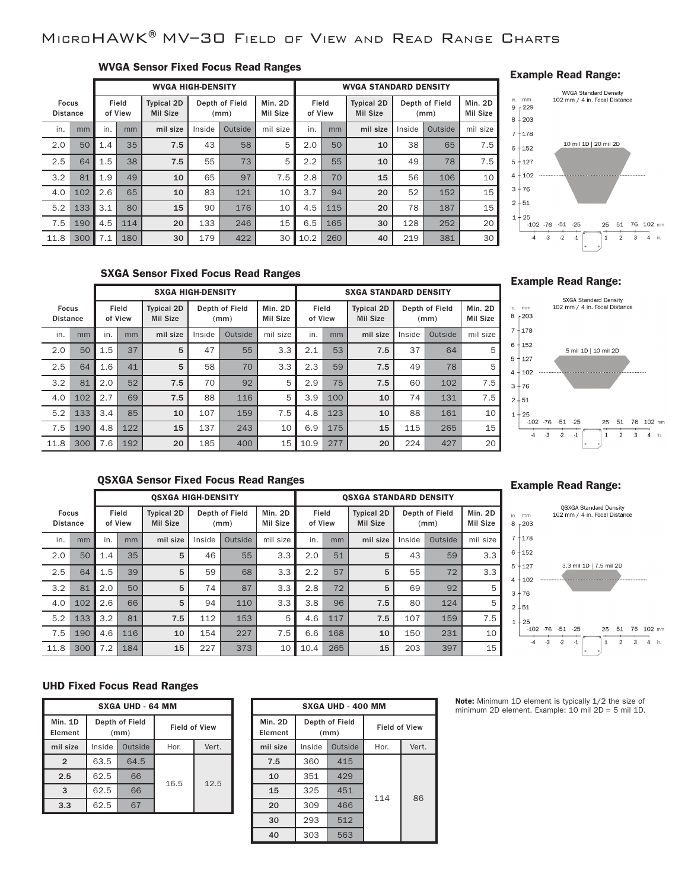# MicroHAWK® MV–30 Field of View and Read Range Charts

## WVGA Sensor Fixed Focus Read Ranges

| Focus Distance | | WVGA HIGH-DENSITY | | | | | | WVGA STANDARD DENSITY | | | | | |
|---|---|---|---|---|---|---|---|---|---|---|---|---|---|
| | | Field of View | | Typical 2D Mil Size | Depth of Field (mm) | | Min. 2D Mil Size | Field of View | | Typical 2D Mil Size | Depth of Field (mm) | | Min. 2D Mil Size |
| in. | mm | in. | mm | mil size | Inside | Outside | mil size | in. | mm | mil size | Inside | Outside | mil size |
| 2.0 | 50 | 1.4 | 35 | 7.5 | 43 | 58 | 5 | 2.0 | 50 | 10 | 38 | 65 | 7.5 |
| 2.5 | 64 | 1.5 | 38 | 7.5 | 55 | 73 | 5 | 2.2 | 55 | 10 | 49 | 78 | 7.5 |
| 3.2 | 81 | 1.9 | 49 | 10 | 65 | 97 | 7.5 | 2.8 | 70 | 15 | 56 | 106 | 10 |
| 4.0 | 102 | 2.6 | 65 | 10 | 83 | 121 | 10 | 3.7 | 94 | 20 | 52 | 152 | 15 |
| 5.2 | 133 | 3.1 | 80 | 15 | 90 | 176 | 10 | 4.5 | 115 | 20 | 78 | 187 | 15 |
| 7.5 | 190 | 4.5 | 114 | 20 | 133 | 246 | 15 | 6.5 | 165 | 30 | 128 | 252 | 20 |
| 11.8 | 300 | 7.1 | 180 | 30 | 179 | 422 | 30 | 10.2 | 260 | 40 | 219 | 381 | 30 |

### Example Read Range:

WVGA Standard Density
102 mm / 4 in. Focal Distance

10 mil 1D | 20 mil 2D

## SXGA Sensor Fixed Focus Read Ranges

| Focus Distance | | SXGA HIGH-DENSITY | | | | | | SXGA STANDARD DENSITY | | | | | |
|---|---|---|---|---|---|---|---|---|---|---|---|---|---|
| | | Field of View | | Typical 2D Mil Size | Depth of Field (mm) | | Min. 2D Mil Size | Field of View | | Typical 2D Mil Size | Depth of Field (mm) | | Min. 2D Mil Size |
| in. | mm | in. | mm | mil size | Inside | Outside | mil size | in. | mm | mil size | Inside | Outside | mil size |
| 2.0 | 50 | 1.5 | 37 | 5 | 47 | 55 | 3.3 | 2.1 | 53 | 7.5 | 37 | 64 | 5 |
| 2.5 | 64 | 1.6 | 41 | 5 | 58 | 70 | 3.3 | 2.3 | 59 | 7.5 | 49 | 78 | 5 |
| 3.2 | 81 | 2.0 | 52 | 7.5 | 70 | 92 | 5 | 2.9 | 75 | 7.5 | 60 | 102 | 7.5 |
| 4.0 | 102 | 2.7 | 69 | 7.5 | 88 | 116 | 5 | 3.9 | 100 | 10 | 74 | 131 | 7.5 |
| 5.2 | 133 | 3.4 | 85 | 10 | 107 | 159 | 7.5 | 4.8 | 123 | 10 | 88 | 161 | 10 |
| 7.5 | 190 | 4.8 | 122 | 15 | 137 | 243 | 10 | 6.9 | 175 | 15 | 115 | 265 | 15 |
| 11.8 | 300 | 7.6 | 192 | 20 | 185 | 400 | 15 | 10.9 | 277 | 20 | 224 | 427 | 20 |

### Example Read Range:

SXGA Standard Density
102 mm / 4 in. Focal Distance

5 mil 1D | 10 mil 2D

## QSXGA Sensor Fixed Focus Read Ranges

| Focus Distance | | QSXGA HIGH-DENSITY | | | | | | QSXGA STANDARD DENSITY | | | | | |
|---|---|---|---|---|---|---|---|---|---|---|---|---|---|
| | | Field of View | | Typical 2D Mil Size | Depth of Field (mm) | | Min. 2D Mil Size | Field of View | | Typical 2D Mil Size | Depth of Field (mm) | | Min. 2D Mil Size |
| in. | mm | in. | mm | mil size | Inside | Outside | mil size | in. | mm | mil size | Inside | Outside | mil size |
| 2.0 | 50 | 1.4 | 35 | 5 | 46 | 55 | 3.3 | 2.0 | 51 | 5 | 43 | 59 | 3.3 |
| 2.5 | 64 | 1.5 | 39 | 5 | 59 | 68 | 3.3 | 2.2 | 57 | 5 | 55 | 72 | 3.3 |
| 3.2 | 81 | 2.0 | 50 | 5 | 74 | 87 | 3.3 | 2.8 | 72 | 5 | 69 | 92 | 5 |
| 4.0 | 102 | 2.6 | 66 | 5 | 94 | 110 | 3.3 | 3.8 | 96 | 7.5 | 80 | 124 | 5 |
| 5.2 | 133 | 3.2 | 81 | 7.5 | 112 | 153 | 5 | 4.6 | 117 | 7.5 | 107 | 159 | 7.5 |
| 7.5 | 190 | 4.6 | 116 | 10 | 154 | 227 | 7.5 | 6.6 | 168 | 10 | 150 | 231 | 10 |
| 11.8 | 300 | 7.2 | 184 | 15 | 227 | 373 | 10 | 10.4 | 265 | 15 | 203 | 397 | 15 |

### Example Read Range:

QSXGA Standard Density
102 mm / 4 in. Focal Distance

3.3 mil 1D | 7.5 mil 2D

## UHD Fixed Focus Read Ranges

| SXGA UHD - 64 MM | | | | |
|---|---|---|---|---|
| Min. 1D Element | Depth of Field (mm) | | Field of View | |
| mil size | Inside | Outside | Hor. | Vert. |
| 2 | 63.5 | 64.5 | 16.5 | 12.5 |
| 2.5 | 62.5 | 66 | | |
| 3 | 62.5 | 66 | | |
| 3.3 | 62.5 | 67 | | |

| SXGA UHD - 400 MM | | | | |
|---|---|---|---|---|
| Min. 2D Element | Depth of Field (mm) | | Field of View | |
| mil size | Inside | Outside | Hor. | Vert. |
| 7.5 | 360 | 415 | 114 | 86 |
| 10 | 351 | 429 | | |
| 15 | 325 | 451 | | |
| 20 | 309 | 466 | | |
| 30 | 293 | 512 | | |
| 40 | 303 | 563 | | |

**Note:** Minimum 1D element is typically 1/2 the size of minimum 2D element. Example: 10 mil 2D = 5 mil 1D.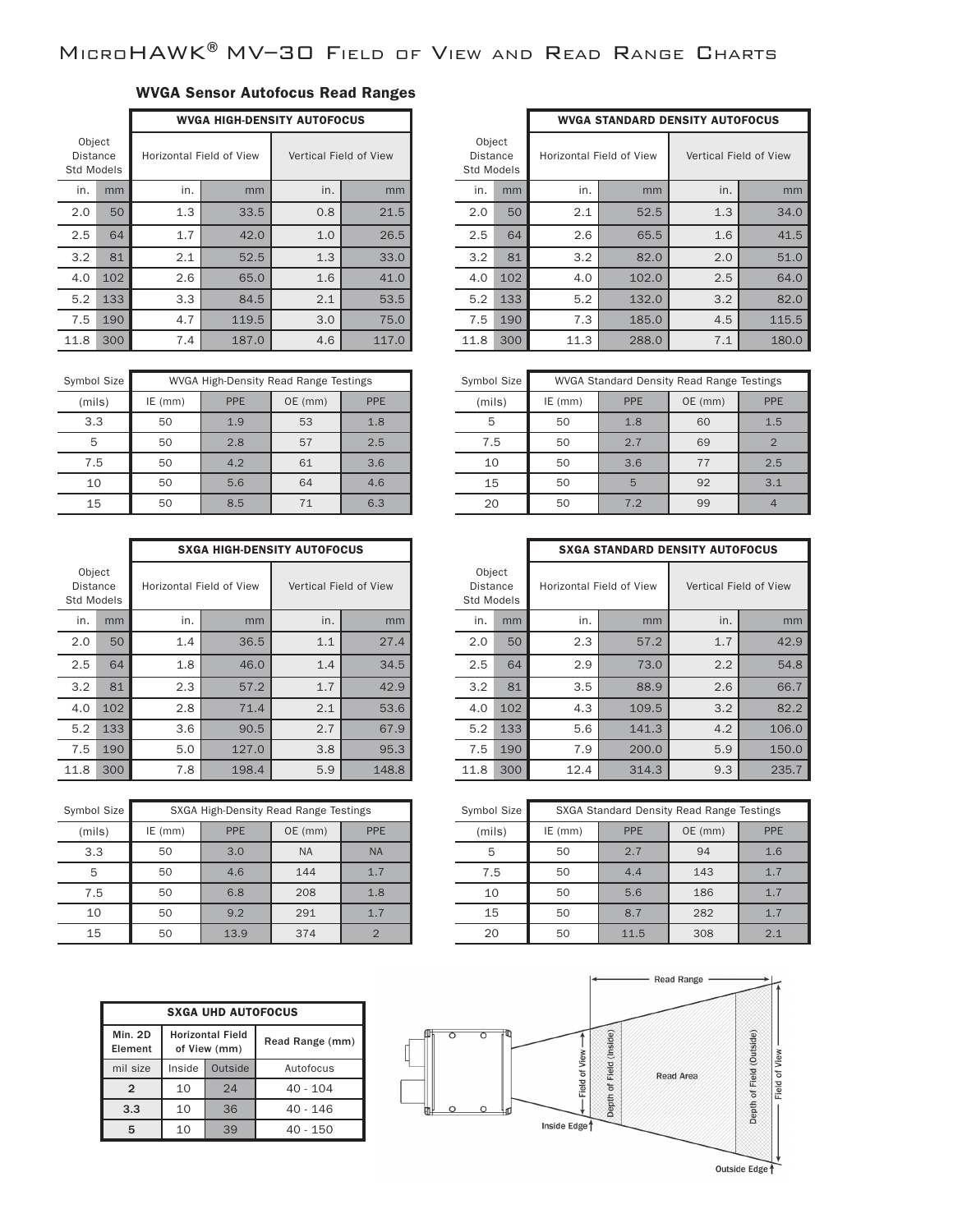# MicroHAWK® MV–30 Field of View and Read Range Charts

## WVGA Sensor Autofocus Read Ranges

| Object Distance Std Models | | WVGA HIGH-DENSITY AUTOFOCUS | | | |
|---|---|---|---|---|---|
| | | Horizontal Field of View | | Vertical Field of View | |
| in. | mm | in. | mm | in. | mm |
| 2.0 | 50 | 1.3 | 33.5 | 0.8 | 21.5 |
| 2.5 | 64 | 1.7 | 42.0 | 1.0 | 26.5 |
| 3.2 | 81 | 2.1 | 52.5 | 1.3 | 33.0 |
| 4.0 | 102 | 2.6 | 65.0 | 1.6 | 41.0 |
| 5.2 | 133 | 3.3 | 84.5 | 2.1 | 53.5 |
| 7.5 | 190 | 4.7 | 119.5 | 3.0 | 75.0 |
| 11.8 | 300 | 7.4 | 187.0 | 4.6 | 117.0 |

| Object Distance Std Models | | WVGA STANDARD DENSITY AUTOFOCUS | | | |
|---|---|---|---|---|---|
| | | Horizontal Field of View | | Vertical Field of View | |
| in. | mm | in. | mm | in. | mm |
| 2.0 | 50 | 2.1 | 52.5 | 1.3 | 34.0 |
| 2.5 | 64 | 2.6 | 65.5 | 1.6 | 41.5 |
| 3.2 | 81 | 3.2 | 82.0 | 2.0 | 51.0 |
| 4.0 | 102 | 4.0 | 102.0 | 2.5 | 64.0 |
| 5.2 | 133 | 5.2 | 132.0 | 3.2 | 82.0 |
| 7.5 | 190 | 7.3 | 185.0 | 4.5 | 115.5 |
| 11.8 | 300 | 11.3 | 288.0 | 7.1 | 180.0 |

| Symbol Size | WVGA High-Density Read Range Testings | | | |
|---|---|---|---|---|
| (mils) | IE (mm) | PPE | OE (mm) | PPE |
| 3.3 | 50 | 1.9 | 53 | 1.8 |
| 5 | 50 | 2.8 | 57 | 2.5 |
| 7.5 | 50 | 4.2 | 61 | 3.6 |
| 10 | 50 | 5.6 | 64 | 4.6 |
| 15 | 50 | 8.5 | 71 | 6.3 |

| Symbol Size | WVGA Standard Density Read Range Testings | | | |
|---|---|---|---|---|
| (mils) | IE (mm) | PPE | OE (mm) | PPE |
| 5 | 50 | 1.8 | 60 | 1.5 |
| 7.5 | 50 | 2.7 | 69 | 2 |
| 10 | 50 | 3.6 | 77 | 2.5 |
| 15 | 50 | 5 | 92 | 3.1 |
| 20 | 50 | 7.2 | 99 | 4 |

| Object Distance Std Models | | SXGA HIGH-DENSITY AUTOFOCUS | | | |
|---|---|---|---|---|---|
| | | Horizontal Field of View | | Vertical Field of View | |
| in. | mm | in. | mm | in. | mm |
| 2.0 | 50 | 1.4 | 36.5 | 1.1 | 27.4 |
| 2.5 | 64 | 1.8 | 46.0 | 1.4 | 34.5 |
| 3.2 | 81 | 2.3 | 57.2 | 1.7 | 42.9 |
| 4.0 | 102 | 2.8 | 71.4 | 2.1 | 53.6 |
| 5.2 | 133 | 3.6 | 90.5 | 2.7 | 67.9 |
| 7.5 | 190 | 5.0 | 127.0 | 3.8 | 95.3 |
| 11.8 | 300 | 7.8 | 198.4 | 5.9 | 148.8 |

| Object Distance Std Models | | SXGA STANDARD DENSITY AUTOFOCUS | | | |
|---|---|---|---|---|---|
| | | Horizontal Field of View | | Vertical Field of View | |
| in. | mm | in. | mm | in. | mm |
| 2.0 | 50 | 2.3 | 57.2 | 1.7 | 42.9 |
| 2.5 | 64 | 2.9 | 73.0 | 2.2 | 54.8 |
| 3.2 | 81 | 3.5 | 88.9 | 2.6 | 66.7 |
| 4.0 | 102 | 4.3 | 109.5 | 3.2 | 82.2 |
| 5.2 | 133 | 5.6 | 141.3 | 4.2 | 106.0 |
| 7.5 | 190 | 7.9 | 200.0 | 5.9 | 150.0 |
| 11.8 | 300 | 12.4 | 314.3 | 9.3 | 235.7 |

| Symbol Size | SXGA High-Density Read Range Testings | | | |
|---|---|---|---|---|
| (mils) | IE (mm) | PPE | OE (mm) | PPE |
| 3.3 | 50 | 3.0 | NA | NA |
| 5 | 50 | 4.6 | 144 | 1.7 |
| 7.5 | 50 | 6.8 | 208 | 1.8 |
| 10 | 50 | 9.2 | 291 | 1.7 |
| 15 | 50 | 13.9 | 374 | 2 |

| Symbol Size | SXGA Standard Density Read Range Testings | | | |
|---|---|---|---|---|
| (mils) | IE (mm) | PPE | OE (mm) | PPE |
| 5 | 50 | 2.7 | 94 | 1.6 |
| 7.5 | 50 | 4.4 | 143 | 1.7 |
| 10 | 50 | 5.6 | 186 | 1.7 |
| 15 | 50 | 8.7 | 282 | 1.7 |
| 20 | 50 | 11.5 | 308 | 2.1 |

| SXGA UHD AUTOFOCUS | | | |
|---|---|---|---|
| Min. 2D Element | Horizontal Field of View (mm) | | Read Range (mm) |
| mil size | Inside | Outside | Autofocus |
| 2 | 10 | 24 | 40 - 104 |
| 3.3 | 10 | 36 | 40 - 146 |
| 5 | 10 | 39 | 40 - 150 |

Read Range
Field of View
Depth of Field (Inside)
Read Area
Depth of Field (Outside)
Field of View
Inside Edge
Outside Edge